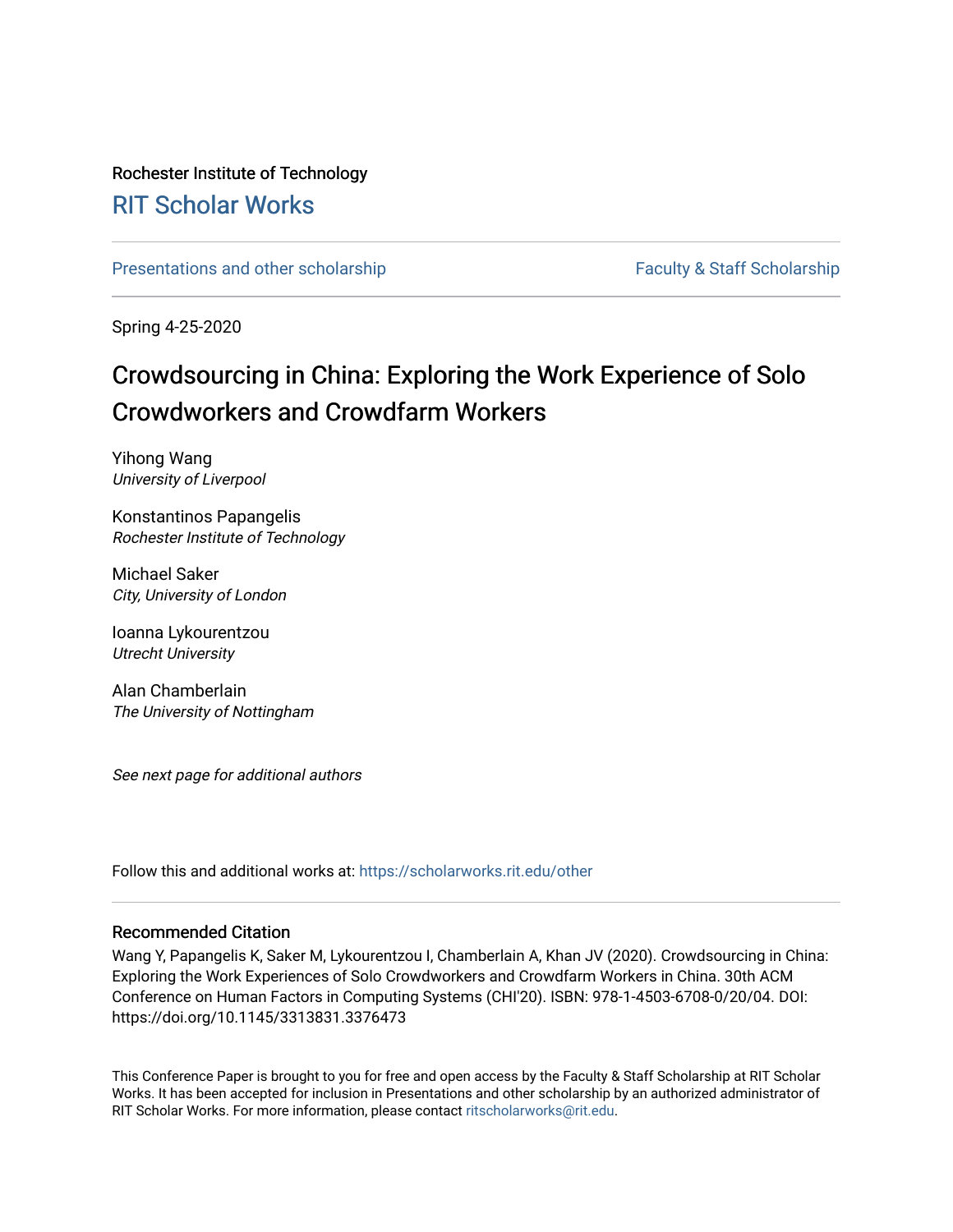Rochester Institute of Technology

# RIT Scholar Works

Presentations and other scholarship | Faculty & Staff Scholarship

Spring 4-25-2020

# Crowdsourcing in China: Exploring the Work Experience of Solo Crowdworkers and Crowdfarm Workers

Yihong Wang
*University of Liverpool*

Konstantinos Papangelis
*Rochester Institute of Technology*

Michael Saker
*City, University of London*

Ioanna Lykourentzou
*Utrecht University*

Alan Chamberlain
*The University of Nottingham*

*See next page for additional authors*

Follow this and additional works at: https://scholarworks.rit.edu/other

## Recommended Citation

Wang Y, Papangelis K, Saker M, Lykourentzou I, Chamberlain A, Khan JV (2020). Crowdsourcing in China: Exploring the Work Experiences of Solo Crowdworkers and Crowdfarm Workers in China. 30th ACM Conference on Human Factors in Computing Systems (CHI'20). ISBN: 978-1-4503-6708-0/20/04. DOI: https://doi.org/10.1145/3313831.3376473

This Conference Paper is brought to you for free and open access by the Faculty & Staff Scholarship at RIT Scholar Works. It has been accepted for inclusion in Presentations and other scholarship by an authorized administrator of RIT Scholar Works. For more information, please contact ritscholarworks@rit.edu.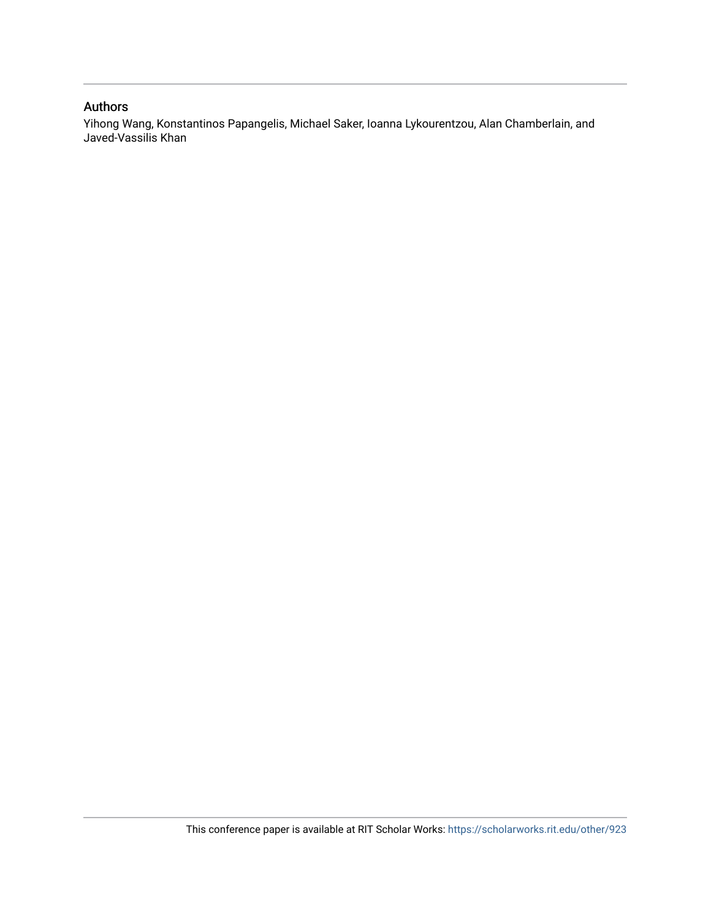## Authors

Yihong Wang, Konstantinos Papangelis, Michael Saker, Ioanna Lykourentzou, Alan Chamberlain, and Javed-Vassilis Khan

This conference paper is available at RIT Scholar Works: https://scholarworks.rit.edu/other/923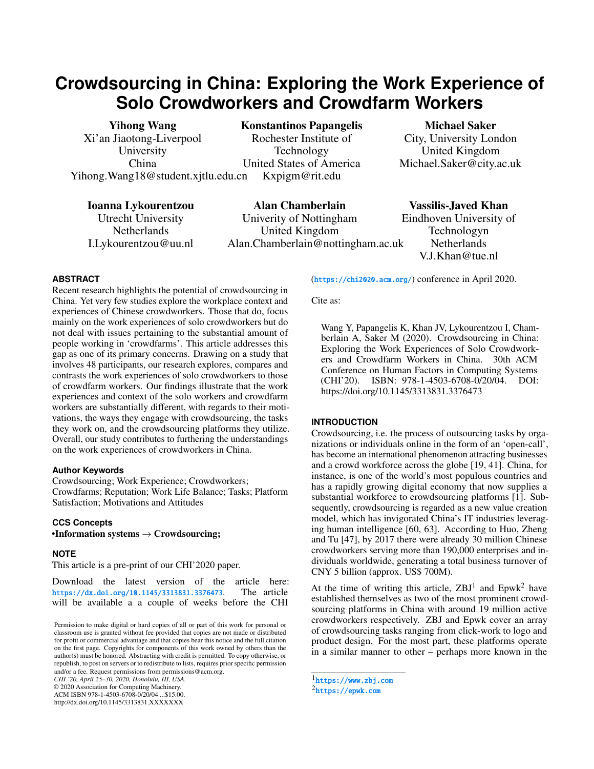# Crowdsourcing in China: Exploring the Work Experience of Solo Crowdworkers and Crowdfarm Workers

**Yihong Wang**
Xi'an Jiaotong-Liverpool University
China
Yihong.Wang18@student.xjtlu.edu.cn

**Konstantinos Papangelis**
Rochester Institute of Technology
United States of America
Kxpigm@rit.edu

**Michael Saker**
City, University London
United Kingdom
Michael.Saker@city.ac.uk

**Ioanna Lykourentzou**
Utrecht University
Netherlands
I.Lykourentzou@uu.nl

**Alan Chamberlain**
Univerity of Nottingham
United Kingdom
Alan.Chamberlain@nottingham.ac.uk

**Vassilis-Javed Khan**
Eindhoven University of Technologyn
Netherlands
V.J.Khan@tue.nl

## ABSTRACT

Recent research highlights the potential of crowdsourcing in China. Yet very few studies explore the workplace context and experiences of Chinese crowdworkers. Those that do, focus mainly on the work experiences of solo crowdworkers but do not deal with issues pertaining to the substantial amount of people working in 'crowdfarms'. This article addresses this gap as one of its primary concerns. Drawing on a study that involves 48 participants, our research explores, compares and contrasts the work experiences of solo crowdworkers to those of crowdfarm workers. Our findings illustrate that the work experiences and context of the solo workers and crowdfarm workers are substantially different, with regards to their motivations, the ways they engage with crowdsourcing, the tasks they work on, and the crowdsourcing platforms they utilize. Overall, our study contributes to furthering the understandings on the work experiences of crowdworkers in China.

### Author Keywords

Crowdsourcing; Work Experience; Crowdworkers; Crowdfarms; Reputation; Work Life Balance; Tasks; Platform Satisfaction; Motivations and Attitudes

### CCS Concepts

•**Information systems** → **Crowdsourcing;**

### NOTE

This article is a pre-print of our CHI'2020 paper.

Download the latest version of the article here: https://dx.doi.org/10.1145/3313831.3376473. The article will be available a a couple of weeks before the CHI (https://chi2020.acm.org/) conference in April 2020.

Cite as:

> Wang Y, Papangelis K, Khan JV, Lykourentzou I, Chamberlain A, Saker M (2020). Crowdsourcing in China: Exploring the Work Experiences of Solo Crowdworkers and Crowdfarm Workers in China. 30th ACM Conference on Human Factors in Computing Systems (CHI'20). ISBN: 978-1-4503-6708-0/20/04. DOI: https://doi.org/10.1145/3313831.3376473

Permission to make digital or hard copies of all or part of this work for personal or classroom use is granted without fee provided that copies are not made or distributed for profit or commercial advantage and that copies bear this notice and the full citation on the first page. Copyrights for components of this work owned by others than the author(s) must be honored. Abstracting with credit is permitted. To copy otherwise, or republish, to post on servers or to redistribute to lists, requires prior specific permission and/or a fee. Request permissions from permissions@acm.org.
*CHI '20, April 25–30, 2020, Honolulu, HI, USA.*
© 2020 Association for Computing Machinery.
ACM ISBN 978-1-4503-6708-0/20/04 ...$15.00.
http://dx.doi.org/10.1145/3313831.XXXXXXX

## INTRODUCTION

Crowdsourcing, i.e. the process of outsourcing tasks by organizations or individuals online in the form of an 'open-call', has become an international phenomenon attracting businesses and a crowd workforce across the globe [19, 41]. China, for instance, is one of the world's most populous countries and has a rapidly growing digital economy that now supplies a substantial workforce to crowdsourcing platforms [1]. Subsequently, crowdsourcing is regarded as a new value creation model, which has invigorated China's IT industries leveraging human intelligence [60, 63]. According to Huo, Zheng and Tu [47], by 2017 there were already 30 million Chinese crowdworkers serving more than 190,000 enterprises and individuals worldwide, generating a total business turnover of CNY 5 billion (approx. US$ 700M).

At the time of writing this article, ZBJ[1] and Epwk[2] have established themselves as two of the most prominent crowdsourcing platforms in China with around 19 million active crowdworkers respectively. ZBJ and Epwk cover an array of crowdsourcing tasks ranging from click-work to logo and product design. For the most part, these platforms operate in a similar manner to other – perhaps more known in the

[1] https://www.zbj.com
[2] https://epwk.com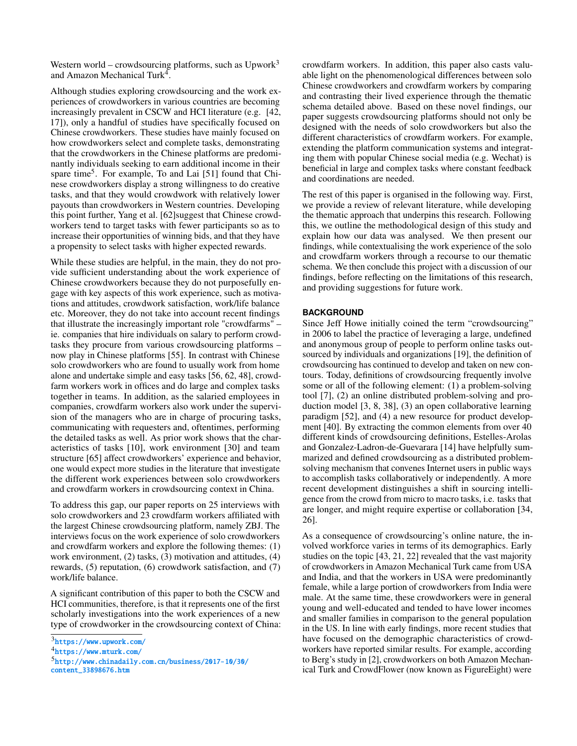Western world – crowdsourcing platforms, such as Upwork[3] and Amazon Mechanical Turk[4].

Although studies exploring crowdsourcing and the work experiences of crowdworkers in various countries are becoming increasingly prevalent in CSCW and HCI literature (e.g. [42, 17]), only a handful of studies have specifically focused on Chinese crowdworkers. These studies have mainly focused on how crowdworkers select and complete tasks, demonstrating that the crowdworkers in the Chinese platforms are predominantly individuals seeking to earn additional income in their spare time[5]. For example, To and Lai [51] found that Chinese crowdworkers display a strong willingness to do creative tasks, and that they would crowdwork with relatively lower payouts than crowdworkers in Western countries. Developing this point further, Yang et al. [62]suggest that Chinese crowdworkers tend to target tasks with fewer participants so as to increase their opportunities of winning bids, and that they have a propensity to select tasks with higher expected rewards.

While these studies are helpful, in the main, they do not provide sufficient understanding about the work experience of Chinese crowdworkers because they do not purposefully engage with key aspects of this work experience, such as motivations and attitudes, crowdwork satisfaction, work/life balance etc. Moreover, they do not take into account recent findings that illustrate the increasingly important role "crowdfarms" – ie. companies that hire individuals on salary to perform crowdtasks they procure from various crowdsourcing platforms – now play in Chinese platforms [55]. In contrast with Chinese solo crowdworkers who are found to usually work from home alone and undertake simple and easy tasks [56, 62, 48], crowdfarm workers work in offices and do large and complex tasks together in teams. In addition, as the salaried employees in companies, crowdfarm workers also work under the supervision of the managers who are in charge of procuring tasks, communicating with requesters and, oftentimes, performing the detailed tasks as well. As prior work shows that the characteristics of tasks [10], work environment [30] and team structure [65] affect crowdworkers' experience and behavior, one would expect more studies in the literature that investigate the different work experiences between solo crowdworkers and crowdfarm workers in crowdsourcing context in China.

To address this gap, our paper reports on 25 interviews with solo crowdworkers and 23 crowdfarm workers affiliated with the largest Chinese crowdsourcing platform, namely ZBJ. The interviews focus on the work experience of solo crowdworkers and crowdfarm workers and explore the following themes: (1) work environment, (2) tasks, (3) motivation and attitudes, (4) rewards, (5) reputation, (6) crowdwork satisfaction, and (7) work/life balance.

A significant contribution of this paper to both the CSCW and HCI communities, therefore, is that it represents one of the first scholarly investigations into the work experiences of a new type of crowdworker in the crowdsourcing context of China: crowdfarm workers. In addition, this paper also casts valuable light on the phenomenological differences between solo Chinese crowdworkers and crowdfarm workers by comparing and contrasting their lived experience through the thematic schema detailed above. Based on these novel findings, our paper suggests crowdsourcing platforms should not only be designed with the needs of solo crowdworkers but also the different characteristics of crowdfarm workers. For example, extending the platform communication systems and integrating them with popular Chinese social media (e.g. Wechat) is beneficial in large and complex tasks where constant feedback and coordinations are needed.

The rest of this paper is organised in the following way. First, we provide a review of relevant literature, while developing the thematic approach that underpins this research. Following this, we outline the methodological design of this study and explain how our data was analysed. We then present our findings, while contextualising the work experience of the solo and crowdfarm workers through a recourse to our thematic schema. We then conclude this project with a discussion of our findings, before reflecting on the limitations of this research, and providing suggestions for future work.

## BACKGROUND

Since Jeff Howe initially coined the term "crowdsourcing" in 2006 to label the practice of leveraging a large, undefined and anonymous group of people to perform online tasks outsourced by individuals and organizations [19], the definition of crowdsourcing has continued to develop and taken on new contours. Today, definitions of crowdsourcing frequently involve some or all of the following element: (1) a problem-solving tool [7], (2) an online distributed problem-solving and production model [3, 8, 38], (3) an open collaborative learning paradigm [52], and (4) a new resource for product development [40]. By extracting the common elements from over 40 different kinds of crowdsourcing definitions, Estelles-Arolas and Gonzalez-Ladron-de-Guevarara [14] have helpfully summarized and defined crowdsourcing as a distributed problem-solving mechanism that convenes Internet users in public ways to accomplish tasks collaboratively or independently. A more recent development distinguishes a shift in sourcing intelligence from the crowd from micro to macro tasks, i.e. tasks that are longer, and might require expertise or collaboration [34, 26].

As a consequence of crowdsourcing's online nature, the involved workforce varies in terms of its demographics. Early studies on the topic [43, 21, 22] revealed that the vast majority of crowdworkers in Amazon Mechanical Turk came from USA and India, and that the workers in USA were predominantly female, while a large portion of crowdworkers from India were male. At the same time, these crowdworkers were in general young and well-educated and tended to have lower incomes and smaller families in comparison to the general population in the US. In line with early findings, more recent studies that have focused on the demographic characteristics of crowdworkers have reported similar results. For example, according to Berg's study in [2], crowdworkers on both Amazon Mechanical Turk and CrowdFlower (now known as FigureEight) were

[3] https://www.upwork.com/

[4] https://www.mturk.com/

[5] http://www.chinadaily.com.cn/business/2017-10/30/content_33898676.htm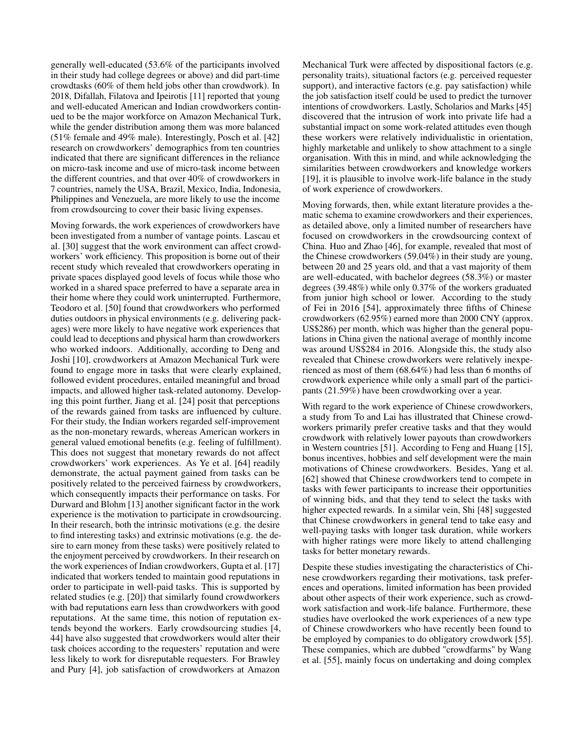generally well-educated (53.6% of the participants involved in their study had college degrees or above) and did part-time crowdtasks (60% of them held jobs other than crowdwork). In 2018, Difallah, Filatova and Ipeirotis [11] reported that young and well-educated American and Indian crowdworkers continued to be the major workforce on Amazon Mechanical Turk, while the gender distribution among them was more balanced (51% female and 49% male). Interestingly, Posch et al. [42] research on crowdworkers' demographics from ten countries indicated that there are significant differences in the reliance on micro-task income and use of micro-task income between the different countries, and that over 40% of crowdworkers in 7 countries, namely the USA, Brazil, Mexico, India, Indonesia, Philippines and Venezuela, are more likely to use the income from crowdsourcing to cover their basic living expenses.

Moving forwards, the work experiences of crowdworkers have been investigated from a number of vantage points. Lascau et al. [30] suggest that the work environment can affect crowdworkers' work efficiency. This proposition is borne out of their recent study which revealed that crowdworkers operating in private spaces displayed good levels of focus while those who worked in a shared space preferred to have a separate area in their home where they could work uninterrupted. Furthermore, Teodoro et al. [50] found that crowdworkers who performed duties outdoors in physical environments (e.g. delivering packages) were more likely to have negative work experiences that could lead to deceptions and physical harm than crowdworkers who worked indoors. Additionally, according to Deng and Joshi [10], crowdworkers at Amazon Mechanical Turk were found to engage more in tasks that were clearly explained, followed evident procedures, entailed meaningful and broad impacts, and allowed higher task-related autonomy. Developing this point further, Jiang et al. [24] posit that perceptions of the rewards gained from tasks are influenced by culture. For their study, the Indian workers regarded self-improvement as the non-monetary rewards, whereas American workers in general valued emotional benefits (e.g. feeling of fulfillment). This does not suggest that monetary rewards do not affect crowdworkers' work experiences. As Ye et al. [64] readily demonstrate, the actual payment gained from tasks can be positively related to the perceived fairness by crowdworkers, which consequently impacts their performance on tasks. For Durward and Blohm [13] another significant factor in the work experience is the motivation to participate in crowdsourcing. In their research, both the intrinsic motivations (e.g. the desire to find interesting tasks) and extrinsic motivations (e.g. the desire to earn money from these tasks) were positively related to the enjoyment perceived by crowdworkers. In their research on the work experiences of Indian crowdworkers, Gupta et al. [17] indicated that workers tended to maintain good reputations in order to participate in well-paid tasks. This is supported by related studies (e.g. [20]) that similarly found crowdworkers with bad reputations earn less than crowdworkers with good reputations. At the same time, this notion of reputation extends beyond the workers. Early crowdsourcing studies [4, 44] have also suggested that crowdworkers would alter their task choices according to the requesters' reputation and were less likely to work for disreputable requesters. For Brawley and Pury [4], job satisfaction of crowdworkers at Amazon Mechanical Turk were affected by dispositional factors (e.g. personality traits), situational factors (e.g. perceived requester support), and interactive factors (e.g. pay satisfaction) while the job satisfaction itself could be used to predict the turnover intentions of crowdworkers. Lastly, Scholarios and Marks [45] discovered that the intrusion of work into private life had a substantial impact on some work-related attitudes even though these workers were relatively individualistic in orientation, highly marketable and unlikely to show attachment to a single organisation. With this in mind, and while acknowledging the similarities between crowdworkers and knowledge workers [19], it is plausible to involve work-life balance in the study of work experience of crowdworkers.

Moving forwards, then, while extant literature provides a thematic schema to examine crowdworkers and their experiences, as detailed above, only a limited number of researchers have focused on crowdworkers in the crowdsourcing context of China. Huo and Zhao [46], for example, revealed that most of the Chinese crowdworkers (59.04%) in their study are young, between 20 and 25 years old, and that a vast majority of them are well-educated, with bachelor degrees (58.3%) or master degrees (39.48%) while only 0.37% of the workers graduated from junior high school or lower. According to the study of Fei in 2016 [54], approximately three fifths of Chinese crowdworkers (62.95%) earned more than 2000 CNY (approx. US$286) per month, which was higher than the general populations in China given the national average of monthly income was around US$284 in 2016. Alongside this, the study also revealed that Chinese crowdworkers were relatively inexperienced as most of them (68.64%) had less than 6 months of crowdwork experience while only a small part of the participants (21.59%) have been crowdworking over a year.

With regard to the work experience of Chinese crowdworkers, a study from To and Lai has illustrated that Chinese crowdworkers primarily prefer creative tasks and that they would crowdwork with relatively lower payouts than crowdworkers in Western countries [51]. According to Feng and Huang [15], bonus incentives, hobbies and self development were the main motivations of Chinese crowdworkers. Besides, Yang et al. [62] showed that Chinese crowdworkers tend to compete in tasks with fewer participants to increase their opportunities of winning bids, and that they tend to select the tasks with higher expected rewards. In a similar vein, Shi [48] suggested that Chinese crowdworkers in general tend to take easy and well-paying tasks with longer task duration, while workers with higher ratings were more likely to attend challenging tasks for better monetary rewards.

Despite these studies investigating the characteristics of Chinese crowdworkers regarding their motivations, task preferences and operations, limited information has been provided about other aspects of their work experience, such as crowdwork satisfaction and work-life balance. Furthermore, these studies have overlooked the work experiences of a new type of Chinese crowdworkers who have recently been found to be employed by companies to do obligatory crowdwork [55]. These companies, which are dubbed "crowdfarms" by Wang et al. [55], mainly focus on undertaking and doing complex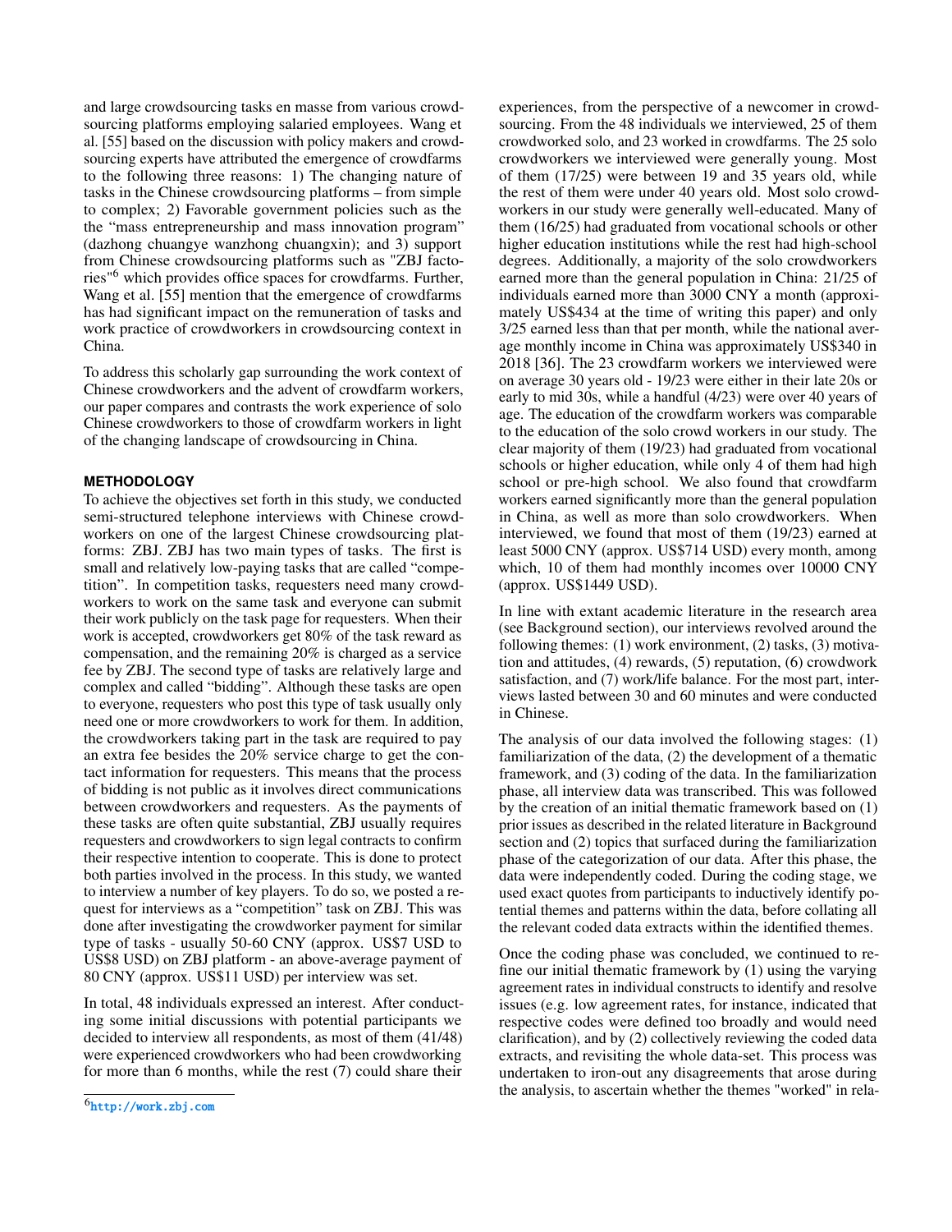and large crowdsourcing tasks en masse from various crowdsourcing platforms employing salaried employees. Wang et al. [55] based on the discussion with policy makers and crowdsourcing experts have attributed the emergence of crowdfarms to the following three reasons: 1) The changing nature of tasks in the Chinese crowdsourcing platforms – from simple to complex; 2) Favorable government policies such as the the "mass entrepreneurship and mass innovation program" (dazhong chuangye wanzhong chuangxin); and 3) support from Chinese crowdsourcing platforms such as "ZBJ factories"[6] which provides office spaces for crowdfarms. Further, Wang et al. [55] mention that the emergence of crowdfarms has had significant impact on the remuneration of tasks and work practice of crowdworkers in crowdsourcing context in China.

To address this scholarly gap surrounding the work context of Chinese crowdworkers and the advent of crowdfarm workers, our paper compares and contrasts the work experience of solo Chinese crowdworkers to those of crowdfarm workers in light of the changing landscape of crowdsourcing in China.

## METHODOLOGY

To achieve the objectives set forth in this study, we conducted semi-structured telephone interviews with Chinese crowdworkers on one of the largest Chinese crowdsourcing platforms: ZBJ. ZBJ has two main types of tasks. The first is small and relatively low-paying tasks that are called "competition". In competition tasks, requesters need many crowdworkers to work on the same task and everyone can submit their work publicly on the task page for requesters. When their work is accepted, crowdworkers get 80% of the task reward as compensation, and the remaining 20% is charged as a service fee by ZBJ. The second type of tasks are relatively large and complex and called "bidding". Although these tasks are open to everyone, requesters who post this type of task usually only need one or more crowdworkers to work for them. In addition, the crowdworkers taking part in the task are required to pay an extra fee besides the 20% service charge to get the contact information for requesters. This means that the process of bidding is not public as it involves direct communications between crowdworkers and requesters. As the payments of these tasks are often quite substantial, ZBJ usually requires requesters and crowdworkers to sign legal contracts to confirm their respective intention to cooperate. This is done to protect both parties involved in the process. In this study, we wanted to interview a number of key players. To do so, we posted a request for interviews as a "competition" task on ZBJ. This was done after investigating the crowdworker payment for similar type of tasks - usually 50-60 CNY (approx. US$7 USD to US$8 USD) on ZBJ platform - an above-average payment of 80 CNY (approx. US$11 USD) per interview was set.

In total, 48 individuals expressed an interest. After conducting some initial discussions with potential participants we decided to interview all respondents, as most of them (41/48) were experienced crowdworkers who had been crowdworking for more than 6 months, while the rest (7) could share their experiences, from the perspective of a newcomer in crowdsourcing. From the 48 individuals we interviewed, 25 of them crowdworked solo, and 23 worked in crowdfarms. The 25 solo crowdworkers we interviewed were generally young. Most of them (17/25) were between 19 and 35 years old, while the rest of them were under 40 years old. Most solo crowdworkers in our study were generally well-educated. Many of them (16/25) had graduated from vocational schools or other higher education institutions while the rest had high-school degrees. Additionally, a majority of the solo crowdworkers earned more than the general population in China: 21/25 of individuals earned more than 3000 CNY a month (approximately US$434 at the time of writing this paper) and only 3/25 earned less than that per month, while the national average monthly income in China was approximately US$340 in 2018 [36]. The 23 crowdfarm workers we interviewed were on average 30 years old - 19/23 were either in their late 20s or early to mid 30s, while a handful (4/23) were over 40 years of age. The education of the crowdfarm workers was comparable to the education of the solo crowd workers in our study. The clear majority of them (19/23) had graduated from vocational schools or higher education, while only 4 of them had high school or pre-high school. We also found that crowdfarm workers earned significantly more than the general population in China, as well as more than solo crowdworkers. When interviewed, we found that most of them (19/23) earned at least 5000 CNY (approx. US$714 USD) every month, among which, 10 of them had monthly incomes over 10000 CNY (approx. US$1449 USD).

In line with extant academic literature in the research area (see Background section), our interviews revolved around the following themes: (1) work environment, (2) tasks, (3) motivation and attitudes, (4) rewards, (5) reputation, (6) crowdwork satisfaction, and (7) work/life balance. For the most part, interviews lasted between 30 and 60 minutes and were conducted in Chinese.

The analysis of our data involved the following stages: (1) familiarization of the data, (2) the development of a thematic framework, and (3) coding of the data. In the familiarization phase, all interview data was transcribed. This was followed by the creation of an initial thematic framework based on (1) prior issues as described in the related literature in Background section and (2) topics that surfaced during the familiarization phase of the categorization of our data. After this phase, the data were independently coded. During the coding stage, we used exact quotes from participants to inductively identify potential themes and patterns within the data, before collating all the relevant coded data extracts within the identified themes.

Once the coding phase was concluded, we continued to refine our initial thematic framework by (1) using the varying agreement rates in individual constructs to identify and resolve issues (e.g. low agreement rates, for instance, indicated that respective codes were defined too broadly and would need clarification), and by (2) collectively reviewing the coded data extracts, and revisiting the whole data-set. This process was undertaken to iron-out any disagreements that arose during the analysis, to ascertain whether the themes "worked" in rela-

[6] http://work.zbj.com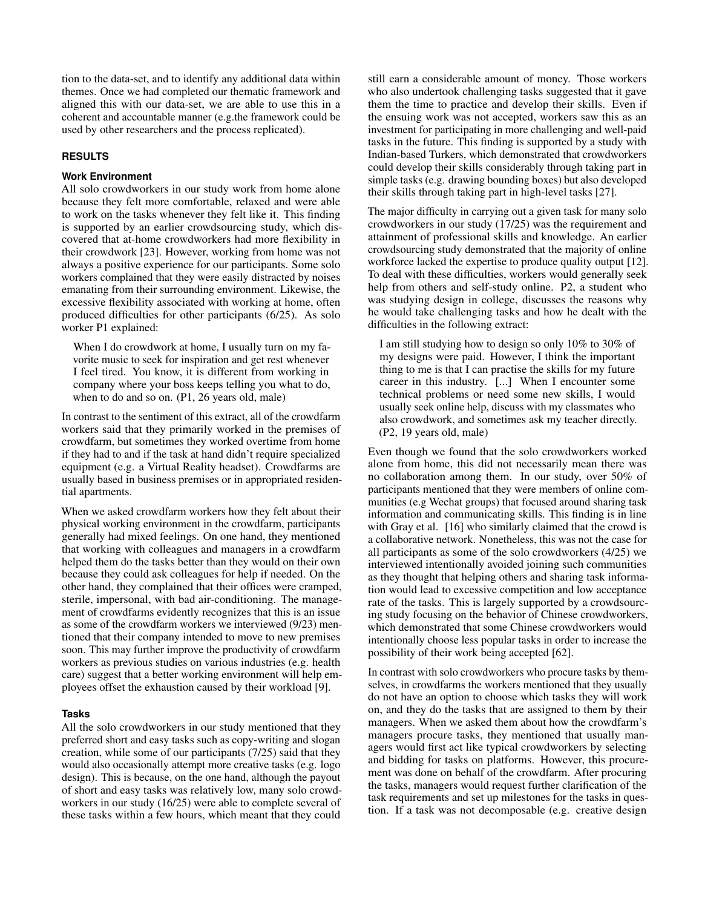tion to the data-set, and to identify any additional data within themes. Once we had completed our thematic framework and aligned this with our data-set, we are able to use this in a coherent and accountable manner (e.g.the framework could be used by other researchers and the process replicated).

## RESULTS

### Work Environment

All solo crowdworkers in our study work from home alone because they felt more comfortable, relaxed and were able to work on the tasks whenever they felt like it. This finding is supported by an earlier crowdsourcing study, which discovered that at-home crowdworkers had more flexibility in their crowdwork [23]. However, working from home was not always a positive experience for our participants. Some solo workers complained that they were easily distracted by noises emanating from their surrounding environment. Likewise, the excessive flexibility associated with working at home, often produced difficulties for other participants (6/25). As solo worker P1 explained:

> When I do crowdwork at home, I usually turn on my favorite music to seek for inspiration and get rest whenever I feel tired. You know, it is different from working in company where your boss keeps telling you what to do, when to do and so on. (P1, 26 years old, male)

In contrast to the sentiment of this extract, all of the crowdfarm workers said that they primarily worked in the premises of crowdfarm, but sometimes they worked overtime from home if they had to and if the task at hand didn't require specialized equipment (e.g. a Virtual Reality headset). Crowdfarms are usually based in business premises or in appropriated residential apartments.

When we asked crowdfarm workers how they felt about their physical working environment in the crowdfarm, participants generally had mixed feelings. On one hand, they mentioned that working with colleagues and managers in a crowdfarm helped them do the tasks better than they would on their own because they could ask colleagues for help if needed. On the other hand, they complained that their offices were cramped, sterile, impersonal, with bad air-conditioning. The management of crowdfarms evidently recognizes that this is an issue as some of the crowdfarm workers we interviewed (9/23) mentioned that their company intended to move to new premises soon. This may further improve the productivity of crowdfarm workers as previous studies on various industries (e.g. health care) suggest that a better working environment will help employees offset the exhaustion caused by their workload [9].

### Tasks

All the solo crowdworkers in our study mentioned that they preferred short and easy tasks such as copy-writing and slogan creation, while some of our participants (7/25) said that they would also occasionally attempt more creative tasks (e.g. logo design). This is because, on the one hand, although the payout of short and easy tasks was relatively low, many solo crowdworkers in our study (16/25) were able to complete several of these tasks within a few hours, which meant that they could still earn a considerable amount of money. Those workers who also undertook challenging tasks suggested that it gave them the time to practice and develop their skills. Even if the ensuing work was not accepted, workers saw this as an investment for participating in more challenging and well-paid tasks in the future. This finding is supported by a study with Indian-based Turkers, which demonstrated that crowdworkers could develop their skills considerably through taking part in simple tasks (e.g. drawing bounding boxes) but also developed their skills through taking part in high-level tasks [27].

The major difficulty in carrying out a given task for many solo crowdworkers in our study (17/25) was the requirement and attainment of professional skills and knowledge. An earlier crowdsourcing study demonstrated that the majority of online workforce lacked the expertise to produce quality output [12]. To deal with these difficulties, workers would generally seek help from others and self-study online. P2, a student who was studying design in college, discusses the reasons why he would take challenging tasks and how he dealt with the difficulties in the following extract:

> I am still studying how to design so only 10% to 30% of my designs were paid. However, I think the important thing to me is that I can practise the skills for my future career in this industry. [...] When I encounter some technical problems or need some new skills, I would usually seek online help, discuss with my classmates who also crowdwork, and sometimes ask my teacher directly. (P2, 19 years old, male)

Even though we found that the solo crowdworkers worked alone from home, this did not necessarily mean there was no collaboration among them. In our study, over 50% of participants mentioned that they were members of online communities (e.g Wechat groups) that focused around sharing task information and communicating skills. This finding is in line with Gray et al. [16] who similarly claimed that the crowd is a collaborative network. Nonetheless, this was not the case for all participants as some of the solo crowdworkers (4/25) we interviewed intentionally avoided joining such communities as they thought that helping others and sharing task information would lead to excessive competition and low acceptance rate of the tasks. This is largely supported by a crowdsourcing study focusing on the behavior of Chinese crowdworkers, which demonstrated that some Chinese crowdworkers would intentionally choose less popular tasks in order to increase the possibility of their work being accepted [62].

In contrast with solo crowdworkers who procure tasks by themselves, in crowdfarms the workers mentioned that they usually do not have an option to choose which tasks they will work on, and they do the tasks that are assigned to them by their managers. When we asked them about how the crowdfarm's managers procure tasks, they mentioned that usually managers would first act like typical crowdworkers by selecting and bidding for tasks on platforms. However, this procurement was done on behalf of the crowdfarm. After procuring the tasks, managers would request further clarification of the task requirements and set up milestones for the tasks in question. If a task was not decomposable (e.g. creative design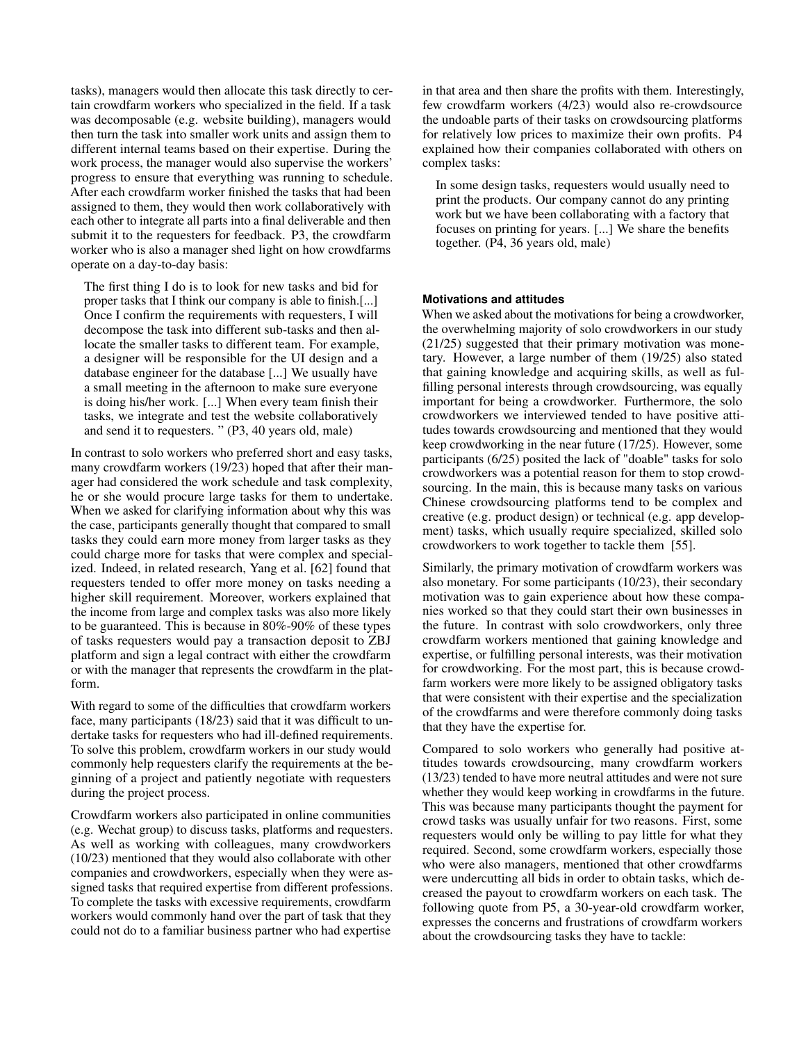tasks), managers would then allocate this task directly to certain crowdfarm workers who specialized in the field. If a task was decomposable (e.g. website building), managers would then turn the task into smaller work units and assign them to different internal teams based on their expertise. During the work process, the manager would also supervise the workers' progress to ensure that everything was running to schedule. After each crowdfarm worker finished the tasks that had been assigned to them, they would then work collaboratively with each other to integrate all parts into a final deliverable and then submit it to the requesters for feedback. P3, the crowdfarm worker who is also a manager shed light on how crowdfarms operate on a day-to-day basis:

> The first thing I do is to look for new tasks and bid for proper tasks that I think our company is able to finish.[...] Once I confirm the requirements with requesters, I will decompose the task into different sub-tasks and then allocate the smaller tasks to different team. For example, a designer will be responsible for the UI design and a database engineer for the database [...] We usually have a small meeting in the afternoon to make sure everyone is doing his/her work. [...] When every team finish their tasks, we integrate and test the website collaboratively and send it to requesters. " (P3, 40 years old, male)

In contrast to solo workers who preferred short and easy tasks, many crowdfarm workers (19/23) hoped that after their manager had considered the work schedule and task complexity, he or she would procure large tasks for them to undertake. When we asked for clarifying information about why this was the case, participants generally thought that compared to small tasks they could earn more money from larger tasks as they could charge more for tasks that were complex and specialized. Indeed, in related research, Yang et al. [62] found that requesters tended to offer more money on tasks needing a higher skill requirement. Moreover, workers explained that the income from large and complex tasks was also more likely to be guaranteed. This is because in 80%-90% of these types of tasks requesters would pay a transaction deposit to ZBJ platform and sign a legal contract with either the crowdfarm or with the manager that represents the crowdfarm in the platform.

With regard to some of the difficulties that crowdfarm workers face, many participants (18/23) said that it was difficult to undertake tasks for requesters who had ill-defined requirements. To solve this problem, crowdfarm workers in our study would commonly help requesters clarify the requirements at the beginning of a project and patiently negotiate with requesters during the project process.

Crowdfarm workers also participated in online communities (e.g. Wechat group) to discuss tasks, platforms and requesters. As well as working with colleagues, many crowdworkers (10/23) mentioned that they would also collaborate with other companies and crowdworkers, especially when they were assigned tasks that required expertise from different professions. To complete the tasks with excessive requirements, crowdfarm workers would commonly hand over the part of task that they could not do to a familiar business partner who had expertise in that area and then share the profits with them. Interestingly, few crowdfarm workers (4/23) would also re-crowdsource the undoable parts of their tasks on crowdsourcing platforms for relatively low prices to maximize their own profits. P4 explained how their companies collaborated with others on complex tasks:

> In some design tasks, requesters would usually need to print the products. Our company cannot do any printing work but we have been collaborating with a factory that focuses on printing for years. [...] We share the benefits together. (P4, 36 years old, male)

#### Motivations and attitudes

When we asked about the motivations for being a crowdworker, the overwhelming majority of solo crowdworkers in our study (21/25) suggested that their primary motivation was monetary. However, a large number of them (19/25) also stated that gaining knowledge and acquiring skills, as well as fulfilling personal interests through crowdsourcing, was equally important for being a crowdworker. Furthermore, the solo crowdworkers we interviewed tended to have positive attitudes towards crowdsourcing and mentioned that they would keep crowdworking in the near future (17/25). However, some participants (6/25) posited the lack of "doable" tasks for solo crowdworkers was a potential reason for them to stop crowdsourcing. In the main, this is because many tasks on various Chinese crowdsourcing platforms tend to be complex and creative (e.g. product design) or technical (e.g. app development) tasks, which usually require specialized, skilled solo crowdworkers to work together to tackle them [55].

Similarly, the primary motivation of crowdfarm workers was also monetary. For some participants (10/23), their secondary motivation was to gain experience about how these companies worked so that they could start their own businesses in the future. In contrast with solo crowdworkers, only three crowdfarm workers mentioned that gaining knowledge and expertise, or fulfilling personal interests, was their motivation for crowdworking. For the most part, this is because crowdfarm workers were more likely to be assigned obligatory tasks that were consistent with their expertise and the specialization of the crowdfarms and were therefore commonly doing tasks that they have the expertise for.

Compared to solo workers who generally had positive attitudes towards crowdsourcing, many crowdfarm workers (13/23) tended to have more neutral attitudes and were not sure whether they would keep working in crowdfarms in the future. This was because many participants thought the payment for crowd tasks was usually unfair for two reasons. First, some requesters would only be willing to pay little for what they required. Second, some crowdfarm workers, especially those who were also managers, mentioned that other crowdfarms were undercutting all bids in order to obtain tasks, which decreased the payout to crowdfarm workers on each task. The following quote from P5, a 30-year-old crowdfarm worker, expresses the concerns and frustrations of crowdfarm workers about the crowdsourcing tasks they have to tackle: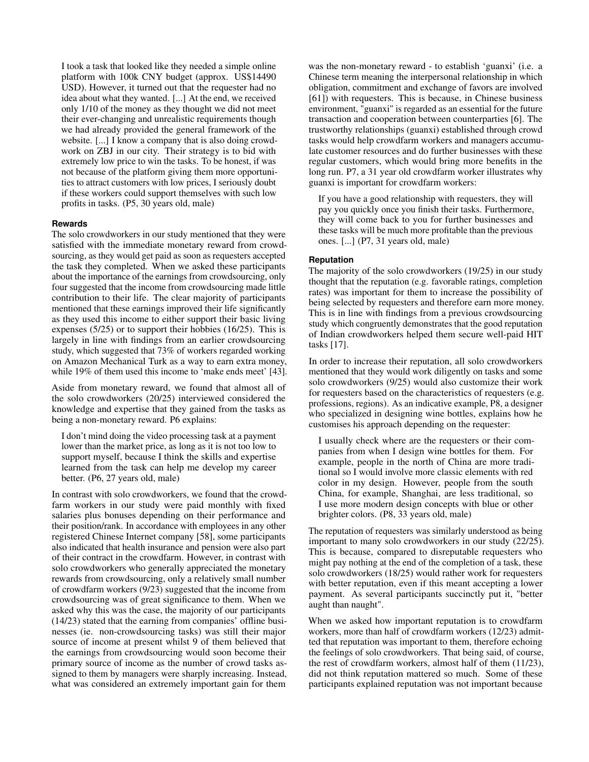> I took a task that looked like they needed a simple online platform with 100k CNY budget (approx. US$14490 USD). However, it turned out that the requester had no idea about what they wanted. [...] At the end, we received only 1/10 of the money as they thought we did not meet their ever-changing and unrealistic requirements though we had already provided the general framework of the website. [...] I know a company that is also doing crowdwork on ZBJ in our city. Their strategy is to bid with extremely low price to win the tasks. To be honest, if was not because of the platform giving them more opportunities to attract customers with low prices, I seriously doubt if these workers could support themselves with such low profits in tasks. (P5, 30 years old, male)

### Rewards

The solo crowdworkers in our study mentioned that they were satisfied with the immediate monetary reward from crowdsourcing, as they would get paid as soon as requesters accepted the task they completed. When we asked these participants about the importance of the earnings from crowdsourcing, only four suggested that the income from crowdsourcing made little contribution to their life. The clear majority of participants mentioned that these earnings improved their life significantly as they used this income to either support their basic living expenses (5/25) or to support their hobbies (16/25). This is largely in line with findings from an earlier crowdsourcing study, which suggested that 73% of workers regarded working on Amazon Mechanical Turk as a way to earn extra money, while 19% of them used this income to 'make ends meet' [43].

Aside from monetary reward, we found that almost all of the solo crowdworkers (20/25) interviewed considered the knowledge and expertise that they gained from the tasks as being a non-monetary reward. P6 explains:

> I don't mind doing the video processing task at a payment lower than the market price, as long as it is not too low to support myself, because I think the skills and expertise learned from the task can help me develop my career better. (P6, 27 years old, male)

In contrast with solo crowdworkers, we found that the crowdfarm workers in our study were paid monthly with fixed salaries plus bonuses depending on their performance and their position/rank. In accordance with employees in any other registered Chinese Internet company [58], some participants also indicated that health insurance and pension were also part of their contract in the crowdfarm. However, in contrast with solo crowdworkers who generally appreciated the monetary rewards from crowdsourcing, only a relatively small number of crowdfarm workers (9/23) suggested that the income from crowdsourcing was of great significance to them. When we asked why this was the case, the majority of our participants (14/23) stated that the earning from companies' offline businesses (ie. non-crowdsourcing tasks) was still their major source of income at present whilst 9 of them believed that the earnings from crowdsourcing would soon become their primary source of income as the number of crowd tasks assigned to them by managers were sharply increasing. Instead, what was considered an extremely important gain for them was the non-monetary reward - to establish 'guanxi' (i.e. a Chinese term meaning the interpersonal relationship in which obligation, commitment and exchange of favors are involved [61]) with requesters. This is because, in Chinese business environment, "guanxi" is regarded as an essential for the future transaction and cooperation between counterparties [6]. The trustworthy relationships (guanxi) established through crowd tasks would help crowdfarm workers and managers accumulate customer resources and do further businesses with these regular customers, which would bring more benefits in the long run. P7, a 31 year old crowdfarm worker illustrates why guanxi is important for crowdfarm workers:

> If you have a good relationship with requesters, they will pay you quickly once you finish their tasks. Furthermore, they will come back to you for further businesses and these tasks will be much more profitable than the previous ones. [...] (P7, 31 years old, male)

### Reputation

The majority of the solo crowdworkers (19/25) in our study thought that the reputation (e.g. favorable ratings, completion rates) was important for them to increase the possibility of being selected by requesters and therefore earn more money. This is in line with findings from a previous crowdsourcing study which congruently demonstrates that the good reputation of Indian crowdworkers helped them secure well-paid HIT tasks [17].

In order to increase their reputation, all solo crowdworkers mentioned that they would work diligently on tasks and some solo crowdworkers (9/25) would also customize their work for requesters based on the characteristics of requesters (e.g. professions, regions). As an indicative example, P8, a designer who specialized in designing wine bottles, explains how he customises his approach depending on the requester:

> I usually check where are the requesters or their companies from when I design wine bottles for them. For example, people in the north of China are more traditional so I would involve more classic elements with red color in my design. However, people from the south China, for example, Shanghai, are less traditional, so I use more modern design concepts with blue or other brighter colors. (P8, 33 years old, male)

The reputation of requesters was similarly understood as being important to many solo crowdworkers in our study (22/25). This is because, compared to disreputable requesters who might pay nothing at the end of the completion of a task, these solo crowdworkers (18/25) would rather work for requesters with better reputation, even if this meant accepting a lower payment. As several participants succinctly put it, "better aught than naught".

When we asked how important reputation is to crowdfarm workers, more than half of crowdfarm workers (12/23) admitted that reputation was important to them, therefore echoing the feelings of solo crowdworkers. That being said, of course, the rest of crowdfarm workers, almost half of them (11/23), did not think reputation mattered so much. Some of these participants explained reputation was not important because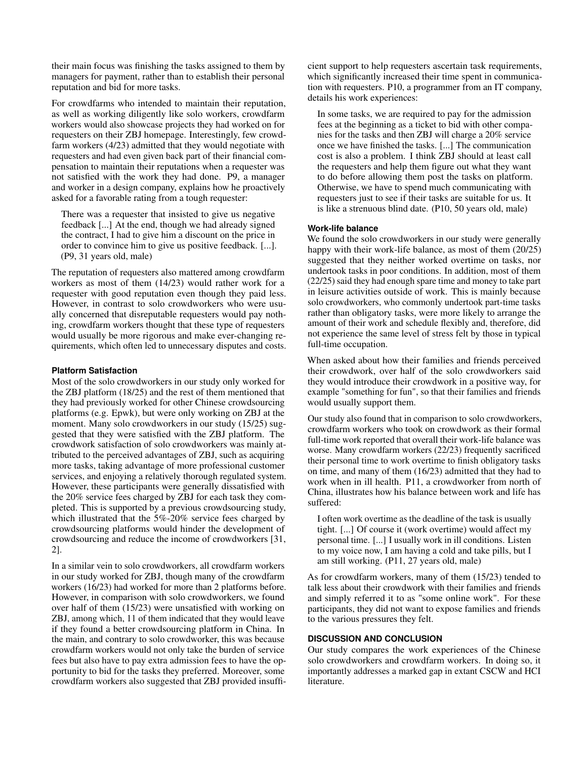their main focus was finishing the tasks assigned to them by managers for payment, rather than to establish their personal reputation and bid for more tasks.

For crowdfarms who intended to maintain their reputation, as well as working diligently like solo workers, crowdfarm workers would also showcase projects they had worked on for requesters on their ZBJ homepage. Interestingly, few crowdfarm workers (4/23) admitted that they would negotiate with requesters and had even given back part of their financial compensation to maintain their reputations when a requester was not satisfied with the work they had done. P9, a manager and worker in a design company, explains how he proactively asked for a favorable rating from a tough requester:

> There was a requester that insisted to give us negative feedback [...] At the end, though we had already signed the contract, I had to give him a discount on the price in order to convince him to give us positive feedback. [...]. (P9, 31 years old, male)

The reputation of requesters also mattered among crowdfarm workers as most of them (14/23) would rather work for a requester with good reputation even though they paid less. However, in contrast to solo crowdworkers who were usually concerned that disreputable requesters would pay nothing, crowdfarm workers thought that these type of requesters would usually be more rigorous and make ever-changing requirements, which often led to unnecessary disputes and costs.

#### Platform Satisfaction

Most of the solo crowdworkers in our study only worked for the ZBJ platform (18/25) and the rest of them mentioned that they had previously worked for other Chinese crowdsourcing platforms (e.g. Epwk), but were only working on ZBJ at the moment. Many solo crowdworkers in our study (15/25) suggested that they were satisfied with the ZBJ platform. The crowdwork satisfaction of solo crowdworkers was mainly attributed to the perceived advantages of ZBJ, such as acquiring more tasks, taking advantage of more professional customer services, and enjoying a relatively thorough regulated system. However, these participants were generally dissatisfied with the 20% service fees charged by ZBJ for each task they completed. This is supported by a previous crowdsourcing study, which illustrated that the 5%-20% service fees charged by crowdsourcing platforms would hinder the development of crowdsourcing and reduce the income of crowdworkers [31, 2].

In a similar vein to solo crowdworkers, all crowdfarm workers in our study worked for ZBJ, though many of the crowdfarm workers (16/23) had worked for more than 2 platforms before. However, in comparison with solo crowdworkers, we found over half of them (15/23) were unsatisfied with working on ZBJ, among which, 11 of them indicated that they would leave if they found a better crowdsourcing platform in China. In the main, and contrary to solo crowdworker, this was because crowdfarm workers would not only take the burden of service fees but also have to pay extra admission fees to have the opportunity to bid for the tasks they preferred. Moreover, some crowdfarm workers also suggested that ZBJ provided insufficient support to help requesters ascertain task requirements, which significantly increased their time spent in communication with requesters. P10, a programmer from an IT company, details his work experiences:

> In some tasks, we are required to pay for the admission fees at the beginning as a ticket to bid with other companies for the tasks and then ZBJ will charge a 20% service once we have finished the tasks. [...] The communication cost is also a problem. I think ZBJ should at least call the requesters and help them figure out what they want to do before allowing them post the tasks on platform. Otherwise, we have to spend much communicating with requesters just to see if their tasks are suitable for us. It is like a strenuous blind date. (P10, 50 years old, male)

#### Work-life balance

We found the solo crowdworkers in our study were generally happy with their work-life balance, as most of them (20/25) suggested that they neither worked overtime on tasks, nor undertook tasks in poor conditions. In addition, most of them (22/25) said they had enough spare time and money to take part in leisure activities outside of work. This is mainly because solo crowdworkers, who commonly undertook part-time tasks rather than obligatory tasks, were more likely to arrange the amount of their work and schedule flexibly and, therefore, did not experience the same level of stress felt by those in typical full-time occupation.

When asked about how their families and friends perceived their crowdwork, over half of the solo crowdworkers said they would introduce their crowdwork in a positive way, for example "something for fun", so that their families and friends would usually support them.

Our study also found that in comparison to solo crowdworkers, crowdfarm workers who took on crowdwork as their formal full-time work reported that overall their work-life balance was worse. Many crowdfarm workers (22/23) frequently sacrificed their personal time to work overtime to finish obligatory tasks on time, and many of them (16/23) admitted that they had to work when in ill health. P11, a crowdworker from north of China, illustrates how his balance between work and life has suffered:

> I often work overtime as the deadline of the task is usually tight. [...] Of course it (work overtime) would affect my personal time. [...] I usually work in ill conditions. Listen to my voice now, I am having a cold and take pills, but I am still working. (P11, 27 years old, male)

As for crowdfarm workers, many of them (15/23) tended to talk less about their crowdwork with their families and friends and simply referred it to as "some online work". For these participants, they did not want to expose families and friends to the various pressures they felt.

### DISCUSSION AND CONCLUSION

Our study compares the work experiences of the Chinese solo crowdworkers and crowdfarm workers. In doing so, it importantly addresses a marked gap in extant CSCW and HCI literature.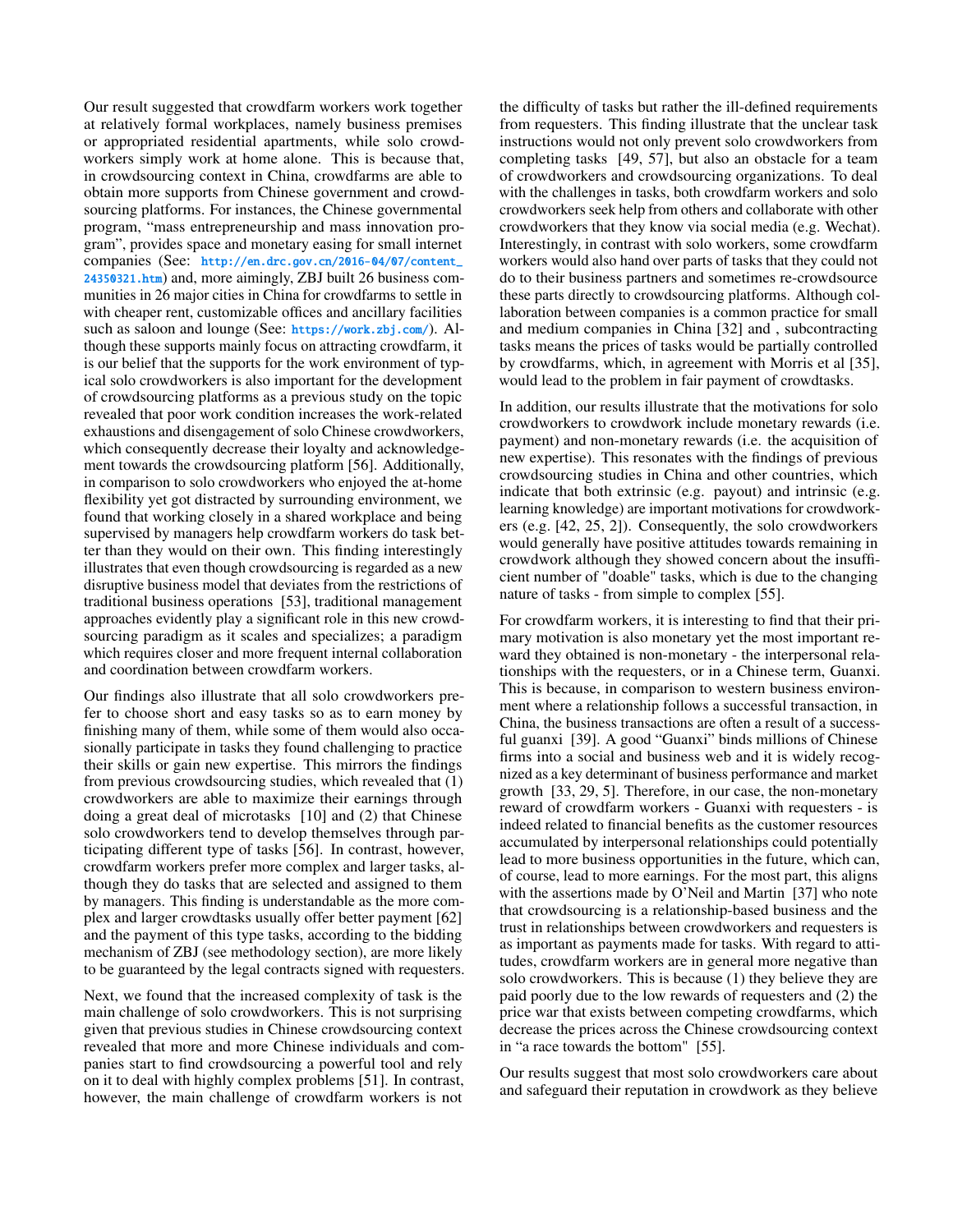Our result suggested that crowdfarm workers work together at relatively formal workplaces, namely business premises or appropriated residential apartments, while solo crowdworkers simply work at home alone. This is because that, in crowdsourcing context in China, crowdfarms are able to obtain more supports from Chinese government and crowdsourcing platforms. For instances, the Chinese governmental program, "mass entrepreneurship and mass innovation program", provides space and monetary easing for small internet companies (See: http://en.drc.gov.cn/2016-04/07/content_24350321.htm) and, more aimingly, ZBJ built 26 business communities in 26 major cities in China for crowdfarms to settle in with cheaper rent, customizable offices and ancillary facilities such as saloon and lounge (See: https://work.zbj.com/). Although these supports mainly focus on attracting crowdfarm, it is our belief that the supports for the work environment of typical solo crowdworkers is also important for the development of crowdsourcing platforms as a previous study on the topic revealed that poor work condition increases the work-related exhaustions and disengagement of solo Chinese crowdworkers, which consequently decrease their loyalty and acknowledgement towards the crowdsourcing platform [56]. Additionally, in comparison to solo crowdworkers who enjoyed the at-home flexibility yet got distracted by surrounding environment, we found that working closely in a shared workplace and being supervised by managers help crowdfarm workers do task better than they would on their own. This finding interestingly illustrates that even though crowdsourcing is regarded as a new disruptive business model that deviates from the restrictions of traditional business operations [53], traditional management approaches evidently play a significant role in this new crowdsourcing paradigm as it scales and specializes; a paradigm which requires closer and more frequent internal collaboration and coordination between crowdfarm workers.

Our findings also illustrate that all solo crowdworkers prefer to choose short and easy tasks so as to earn money by finishing many of them, while some of them would also occasionally participate in tasks they found challenging to practice their skills or gain new expertise. This mirrors the findings from previous crowdsourcing studies, which revealed that (1) crowdworkers are able to maximize their earnings through doing a great deal of microtasks [10] and (2) that Chinese solo crowdworkers tend to develop themselves through participating different type of tasks [56]. In contrast, however, crowdfarm workers prefer more complex and larger tasks, although they do tasks that are selected and assigned to them by managers. This finding is understandable as the more complex and larger crowdtasks usually offer better payment [62] and the payment of this type tasks, according to the bidding mechanism of ZBJ (see methodology section), are more likely to be guaranteed by the legal contracts signed with requesters.

Next, we found that the increased complexity of task is the main challenge of solo crowdworkers. This is not surprising given that previous studies in Chinese crowdsourcing context revealed that more and more Chinese individuals and companies start to find crowdsourcing a powerful tool and rely on it to deal with highly complex problems [51]. In contrast, however, the main challenge of crowdfarm workers is not the difficulty of tasks but rather the ill-defined requirements from requesters. This finding illustrate that the unclear task instructions would not only prevent solo crowdworkers from completing tasks [49, 57], but also an obstacle for a team of crowdworkers and crowdsourcing organizations. To deal with the challenges in tasks, both crowdfarm workers and solo crowdworkers seek help from others and collaborate with other crowdworkers that they know via social media (e.g. Wechat). Interestingly, in contrast with solo workers, some crowdfarm workers would also hand over parts of tasks that they could not do to their business partners and sometimes re-crowdsource these parts directly to crowdsourcing platforms. Although collaboration between companies is a common practice for small and medium companies in China [32] and , subcontracting tasks means the prices of tasks would be partially controlled by crowdfarms, which, in agreement with Morris et al [35], would lead to the problem in fair payment of crowdtasks.

In addition, our results illustrate that the motivations for solo crowdworkers to crowdwork include monetary rewards (i.e. payment) and non-monetary rewards (i.e. the acquisition of new expertise). This resonates with the findings of previous crowdsourcing studies in China and other countries, which indicate that both extrinsic (e.g. payout) and intrinsic (e.g. learning knowledge) are important motivations for crowdworkers (e.g. [42, 25, 2]). Consequently, the solo crowdworkers would generally have positive attitudes towards remaining in crowdwork although they showed concern about the insufficient number of "doable" tasks, which is due to the changing nature of tasks - from simple to complex [55].

For crowdfarm workers, it is interesting to find that their primary motivation is also monetary yet the most important reward they obtained is non-monetary - the interpersonal relationships with the requesters, or in a Chinese term, Guanxi. This is because, in comparison to western business environment where a relationship follows a successful transaction, in China, the business transactions are often a result of a successful guanxi [39]. A good "Guanxi" binds millions of Chinese firms into a social and business web and it is widely recognized as a key determinant of business performance and market growth [33, 29, 5]. Therefore, in our case, the non-monetary reward of crowdfarm workers - Guanxi with requesters - is indeed related to financial benefits as the customer resources accumulated by interpersonal relationships could potentially lead to more business opportunities in the future, which can, of course, lead to more earnings. For the most part, this aligns with the assertions made by O'Neil and Martin [37] who note that crowdsourcing is a relationship-based business and the trust in relationships between crowdworkers and requesters is as important as payments made for tasks. With regard to attitudes, crowdfarm workers are in general more negative than solo crowdworkers. This is because (1) they believe they are paid poorly due to the low rewards of requesters and (2) the price war that exists between competing crowdfarms, which decrease the prices across the Chinese crowdsourcing context in "a race towards the bottom" [55].

Our results suggest that most solo crowdworkers care about and safeguard their reputation in crowdwork as they believe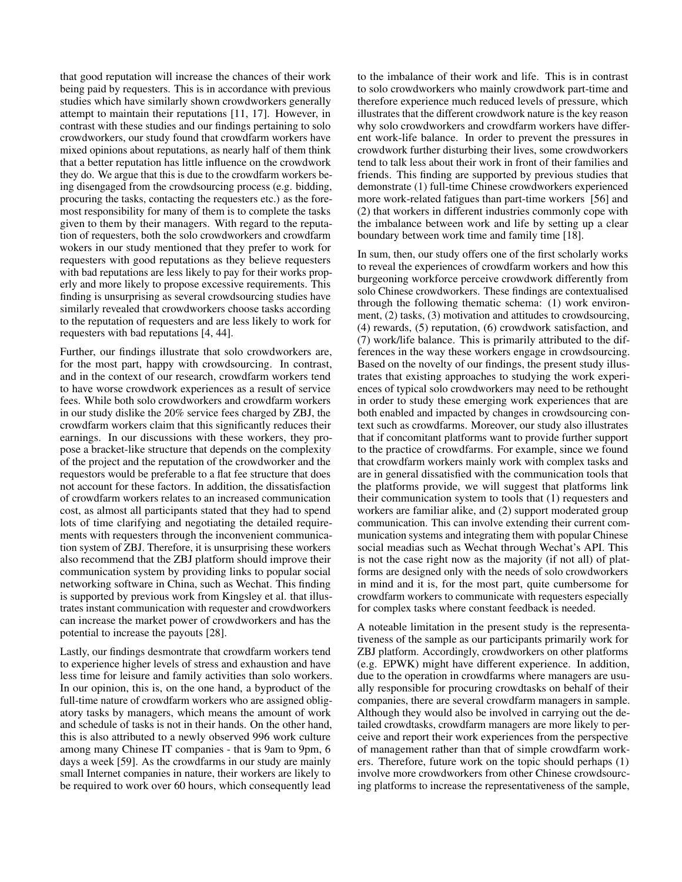that good reputation will increase the chances of their work being paid by requesters. This is in accordance with previous studies which have similarly shown crowdworkers generally attempt to maintain their reputations [11, 17]. However, in contrast with these studies and our findings pertaining to solo crowdworkers, our study found that crowdfarm workers have mixed opinions about reputations, as nearly half of them think that a better reputation has little influence on the crowdwork they do. We argue that this is due to the crowdfarm workers being disengaged from the crowdsourcing process (e.g. bidding, procuring the tasks, contacting the requesters etc.) as the foremost responsibility for many of them is to complete the tasks given to them by their managers. With regard to the reputation of requesters, both the solo crowdworkers and crowdfarm wokers in our study mentioned that they prefer to work for requesters with good reputations as they believe requesters with bad reputations are less likely to pay for their works properly and more likely to propose excessive requirements. This finding is unsurprising as several crowdsourcing studies have similarly revealed that crowdworkers choose tasks according to the reputation of requesters and are less likely to work for requesters with bad reputations [4, 44].

Further, our findings illustrate that solo crowdworkers are, for the most part, happy with crowdsourcing. In contrast, and in the context of our research, crowdfarm workers tend to have worse crowdwork experiences as a result of service fees. While both solo crowdworkers and crowdfarm workers in our study dislike the 20% service fees charged by ZBJ, the crowdfarm workers claim that this significantly reduces their earnings. In our discussions with these workers, they propose a bracket-like structure that depends on the complexity of the project and the reputation of the crowdworker and the requestors would be preferable to a flat fee structure that does not account for these factors. In addition, the dissatisfaction of crowdfarm workers relates to an increased communication cost, as almost all participants stated that they had to spend lots of time clarifying and negotiating the detailed requirements with requesters through the inconvenient communication system of ZBJ. Therefore, it is unsurprising these workers also recommend that the ZBJ platform should improve their communication system by providing links to popular social networking software in China, such as Wechat. This finding is supported by previous work from Kingsley et al. that illustrates instant communication with requester and crowdworkers can increase the market power of crowdworkers and has the potential to increase the payouts [28].

Lastly, our findings desmontrate that crowdfarm workers tend to experience higher levels of stress and exhaustion and have less time for leisure and family activities than solo workers. In our opinion, this is, on the one hand, a byproduct of the full-time nature of crowdfarm workers who are assigned obligatory tasks by managers, which means the amount of work and schedule of tasks is not in their hands. On the other hand, this is also attributed to a newly observed 996 work culture among many Chinese IT companies - that is 9am to 9pm, 6 days a week [59]. As the crowdfarms in our study are mainly small Internet companies in nature, their workers are likely to be required to work over 60 hours, which consequently lead to the imbalance of their work and life. This is in contrast to solo crowdworkers who mainly crowdwork part-time and therefore experience much reduced levels of pressure, which illustrates that the different crowdwork nature is the key reason why solo crowdworkers and crowdfarm workers have different work-life balance. In order to prevent the pressures in crowdwork further disturbing their lives, some crowdworkers tend to talk less about their work in front of their families and friends. This finding are supported by previous studies that demonstrate (1) full-time Chinese crowdworkers experienced more work-related fatigues than part-time workers [56] and (2) that workers in different industries commonly cope with the imbalance between work and life by setting up a clear boundary between work time and family time [18].

In sum, then, our study offers one of the first scholarly works to reveal the experiences of crowdfarm workers and how this burgeoning workforce perceive crowdwork differently from solo Chinese crowdworkers. These findings are contextualised through the following thematic schema: (1) work environment, (2) tasks, (3) motivation and attitudes to crowdsourcing, (4) rewards, (5) reputation, (6) crowdwork satisfaction, and (7) work/life balance. This is primarily attributed to the differences in the way these workers engage in crowdsourcing. Based on the novelty of our findings, the present study illustrates that existing approaches to studying the work experiences of typical solo crowdworkers may need to be rethought in order to study these emerging work experiences that are both enabled and impacted by changes in crowdsourcing context such as crowdfarms. Moreover, our study also illustrates that if concomitant platforms want to provide further support to the practice of crowdfarms. For example, since we found that crowdfarm workers mainly work with complex tasks and are in general dissatisfied with the communication tools that the platforms provide, we will suggest that platforms link their communication system to tools that (1) requesters and workers are familiar alike, and (2) support moderated group communication. This can involve extending their current communication systems and integrating them with popular Chinese social meadias such as Wechat through Wechat's API. This is not the case right now as the majority (if not all) of platforms are designed only with the needs of solo crowdworkers in mind and it is, for the most part, quite cumbersome for crowdfarm workers to communicate with requesters especially for complex tasks where constant feedback is needed.

A noteable limitation in the present study is the representativeness of the sample as our participants primarily work for ZBJ platform. Accordingly, crowdworkers on other platforms (e.g. EPWK) might have different experience. In addition, due to the operation in crowdfarms where managers are usually responsible for procuring crowdtasks on behalf of their companies, there are several crowdfarm managers in sample. Although they would also be involved in carrying out the detailed crowdtasks, crowdfarm managers are more likely to perceive and report their work experiences from the perspective of management rather than that of simple crowdfarm workers. Therefore, future work on the topic should perhaps (1) involve more crowdworkers from other Chinese crowdsourcing platforms to increase the representativeness of the sample,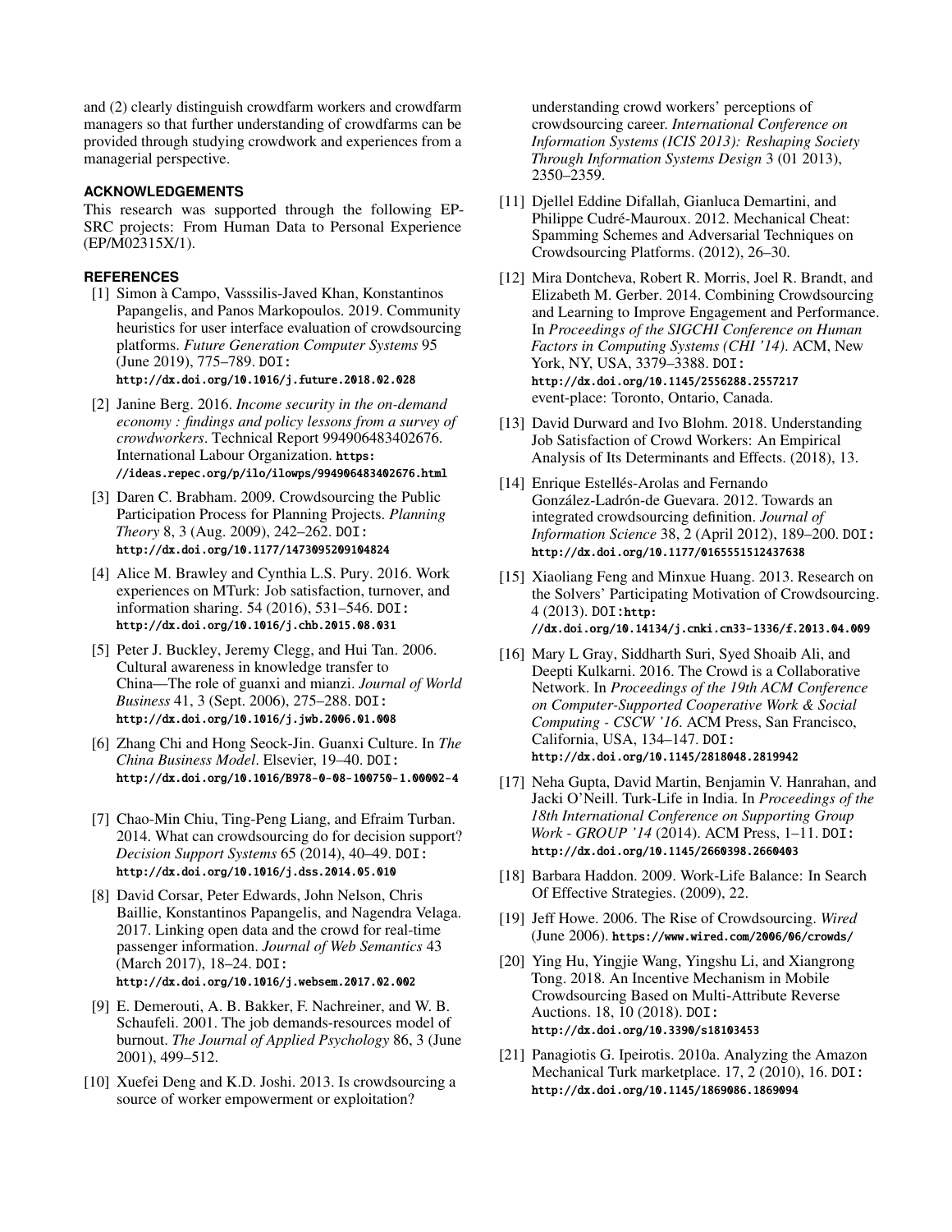and (2) clearly distinguish crowdfarm workers and crowdfarm managers so that further understanding of crowdfarms can be provided through studying crowdwork and experiences from a managerial perspective.

## ACKNOWLEDGEMENTS

This research was supported through the following EPSRC projects: From Human Data to Personal Experience (EP/M02315X/1).

## REFERENCES

[1] Simon à Campo, Vasssilis-Javed Khan, Konstantinos Papangelis, and Panos Markopoulos. 2019. Community heuristics for user interface evaluation of crowdsourcing platforms. *Future Generation Computer Systems* 95 (June 2019), 775–789. DOI: http://dx.doi.org/10.1016/j.future.2018.02.028

[2] Janine Berg. 2016. *Income security in the on-demand economy : findings and policy lessons from a survey of crowdworkers*. Technical Report 994906483402676. International Labour Organization. https://ideas.repec.org/p/ilo/ilowps/994906483402676.html

[3] Daren C. Brabham. 2009. Crowdsourcing the Public Participation Process for Planning Projects. *Planning Theory* 8, 3 (Aug. 2009), 242–262. DOI: http://dx.doi.org/10.1177/1473095209104824

[4] Alice M. Brawley and Cynthia L.S. Pury. 2016. Work experiences on MTurk: Job satisfaction, turnover, and information sharing. 54 (2016), 531–546. DOI: http://dx.doi.org/10.1016/j.chb.2015.08.031

[5] Peter J. Buckley, Jeremy Clegg, and Hui Tan. 2006. Cultural awareness in knowledge transfer to China—The role of guanxi and mianzi. *Journal of World Business* 41, 3 (Sept. 2006), 275–288. DOI: http://dx.doi.org/10.1016/j.jwb.2006.01.008

[6] Zhang Chi and Hong Seock-Jin. Guanxi Culture. In *The China Business Model*. Elsevier, 19–40. DOI: http://dx.doi.org/10.1016/B978-0-08-100750-1.00002-4

[7] Chao-Min Chiu, Ting-Peng Liang, and Efraim Turban. 2014. What can crowdsourcing do for decision support? *Decision Support Systems* 65 (2014), 40–49. DOI: http://dx.doi.org/10.1016/j.dss.2014.05.010

[8] David Corsar, Peter Edwards, John Nelson, Chris Baillie, Konstantinos Papangelis, and Nagendra Velaga. 2017. Linking open data and the crowd for real-time passenger information. *Journal of Web Semantics* 43 (March 2017), 18–24. DOI: http://dx.doi.org/10.1016/j.websem.2017.02.002

[9] E. Demerouti, A. B. Bakker, F. Nachreiner, and W. B. Schaufeli. 2001. The job demands-resources model of burnout. *The Journal of Applied Psychology* 86, 3 (June 2001), 499–512.

[10] Xuefei Deng and K.D. Joshi. 2013. Is crowdsourcing a source of worker empowerment or exploitation? understanding crowd workers' perceptions of crowdsourcing career. *International Conference on Information Systems (ICIS 2013): Reshaping Society Through Information Systems Design* 3 (01 2013), 2350–2359.

[11] Djellel Eddine Difallah, Gianluca Demartini, and Philippe Cudré-Mauroux. 2012. Mechanical Cheat: Spamming Schemes and Adversarial Techniques on Crowdsourcing Platforms. (2012), 26–30.

[12] Mira Dontcheva, Robert R. Morris, Joel R. Brandt, and Elizabeth M. Gerber. 2014. Combining Crowdsourcing and Learning to Improve Engagement and Performance. In *Proceedings of the SIGCHI Conference on Human Factors in Computing Systems (CHI '14)*. ACM, New York, NY, USA, 3379–3388. DOI: http://dx.doi.org/10.1145/2556288.2557217 event-place: Toronto, Ontario, Canada.

[13] David Durward and Ivo Blohm. 2018. Understanding Job Satisfaction of Crowd Workers: An Empirical Analysis of Its Determinants and Effects. (2018), 13.

[14] Enrique Estellés-Arolas and Fernando González-Ladrón-de Guevara. 2012. Towards an integrated crowdsourcing definition. *Journal of Information Science* 38, 2 (April 2012), 189–200. DOI: http://dx.doi.org/10.1177/0165551512437638

[15] Xiaoliang Feng and Minxue Huang. 2013. Research on the Solvers' Participating Motivation of Crowdsourcing. 4 (2013). DOI: http://dx.doi.org/10.14134/j.cnki.cn33-1336/f.2013.04.009

[16] Mary L Gray, Siddharth Suri, Syed Shoaib Ali, and Deepti Kulkarni. 2016. The Crowd is a Collaborative Network. In *Proceedings of the 19th ACM Conference on Computer-Supported Cooperative Work & Social Computing - CSCW '16*. ACM Press, San Francisco, California, USA, 134–147. DOI: http://dx.doi.org/10.1145/2818048.2819942

[17] Neha Gupta, David Martin, Benjamin V. Hanrahan, and Jacki O'Neill. Turk-Life in India. In *Proceedings of the 18th International Conference on Supporting Group Work - GROUP '14* (2014). ACM Press, 1–11. DOI: http://dx.doi.org/10.1145/2660398.2660403

[18] Barbara Haddon. 2009. Work-Life Balance: In Search Of Effective Strategies. (2009), 22.

[19] Jeff Howe. 2006. The Rise of Crowdsourcing. *Wired* (June 2006). https://www.wired.com/2006/06/crowds/

[20] Ying Hu, Yingjie Wang, Yingshu Li, and Xiangrong Tong. 2018. An Incentive Mechanism in Mobile Crowdsourcing Based on Multi-Attribute Reverse Auctions. 18, 10 (2018). DOI: http://dx.doi.org/10.3390/s18103453

[21] Panagiotis G. Ipeirotis. 2010a. Analyzing the Amazon Mechanical Turk marketplace. 17, 2 (2010), 16. DOI: http://dx.doi.org/10.1145/1869086.1869094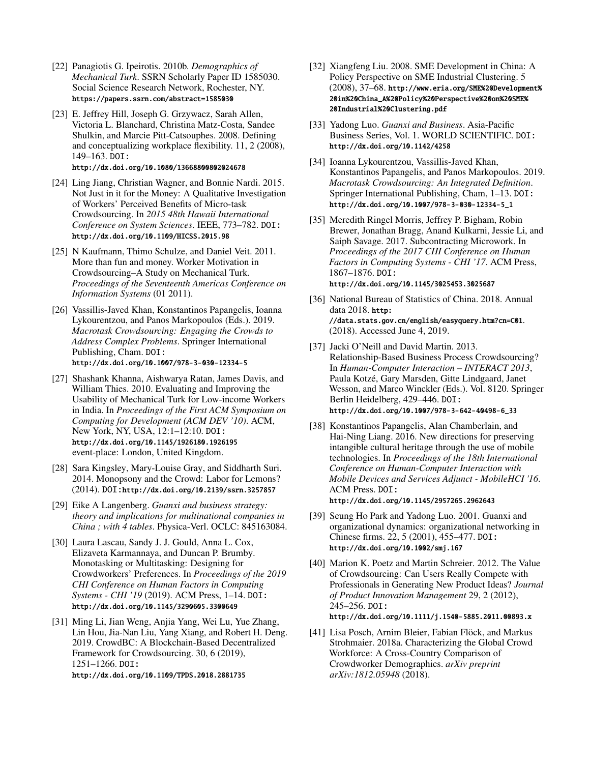[22] Panagiotis G. Ipeirotis. 2010b. *Demographics of Mechanical Turk*. SSRN Scholarly Paper ID 1585030. Social Science Research Network, Rochester, NY. https://papers.ssrn.com/abstract=1585030

[23] E. Jeffrey Hill, Joseph G. Grzywacz, Sarah Allen, Victoria L. Blanchard, Christina Matz-Costa, Sandee Shulkin, and Marcie Pitt-Catsouphes. 2008. Defining and conceptualizing workplace flexibility. 11, 2 (2008), 149–163. DOI: http://dx.doi.org/10.1080/13668800802024678

[24] Ling Jiang, Christian Wagner, and Bonnie Nardi. 2015. Not Just in it for the Money: A Qualitative Investigation of Workers' Perceived Benefits of Micro-task Crowdsourcing. In *2015 48th Hawaii International Conference on System Sciences*. IEEE, 773–782. DOI: http://dx.doi.org/10.1109/HICSS.2015.98

[25] N Kaufmann, Thimo Schulze, and Daniel Veit. 2011. More than fun and money. Worker Motivation in Crowdsourcing–A Study on Mechanical Turk. *Proceedings of the Seventeenth Americas Conference on Information Systems* (01 2011).

[26] Vassillis-Javed Khan, Konstantinos Papangelis, Ioanna Lykourentzou, and Panos Markopoulos (Eds.). 2019. *Macrotask Crowdsourcing: Engaging the Crowds to Address Complex Problems*. Springer International Publishing, Cham. DOI: http://dx.doi.org/10.1007/978-3-030-12334-5

[27] Shashank Khanna, Aishwarya Ratan, James Davis, and William Thies. 2010. Evaluating and Improving the Usability of Mechanical Turk for Low-income Workers in India. In *Proceedings of the First ACM Symposium on Computing for Development (ACM DEV '10)*. ACM, New York, NY, USA, 12:1–12:10. DOI: http://dx.doi.org/10.1145/1926180.1926195 event-place: London, United Kingdom.

[28] Sara Kingsley, Mary-Louise Gray, and Siddharth Suri. 2014. Monopsony and the Crowd: Labor for Lemons? (2014). DOI:http://dx.doi.org/10.2139/ssrn.3257857

[29] Eike A Langenberg. *Guanxi and business strategy: theory and implications for multinational companies in China ; with 4 tables*. Physica-Verl. OCLC: 845163084.

[30] Laura Lascau, Sandy J. J. Gould, Anna L. Cox, Elizaveta Karmannaya, and Duncan P. Brumby. Monotasking or Multitasking: Designing for Crowdworkers' Preferences. In *Proceedings of the 2019 CHI Conference on Human Factors in Computing Systems - CHI '19* (2019). ACM Press, 1–14. DOI: http://dx.doi.org/10.1145/3290605.3300649

[31] Ming Li, Jian Weng, Anjia Yang, Wei Lu, Yue Zhang, Lin Hou, Jia-Nan Liu, Yang Xiang, and Robert H. Deng. 2019. CrowdBC: A Blockchain-Based Decentralized Framework for Crowdsourcing. 30, 6 (2019), 1251–1266. DOI: http://dx.doi.org/10.1109/TPDS.2018.2881735

[32] Xiangfeng Liu. 2008. SME Development in China: A Policy Perspective on SME Industrial Clustering. 5 (2008), 37–68. http://www.eria.org/SME%20Development%20in%20China_A%20Policy%20Perspective%20on%20SME%20Industrial%20Clustering.pdf

[33] Yadong Luo. *Guanxi and Business*. Asia-Pacific Business Series, Vol. 1. WORLD SCIENTIFIC. DOI: http://dx.doi.org/10.1142/4258

[34] Ioanna Lykourentzou, Vassillis-Javed Khan, Konstantinos Papangelis, and Panos Markopoulos. 2019. *Macrotask Crowdsourcing: An Integrated Definition*. Springer International Publishing, Cham, 1–13. DOI: http://dx.doi.org/10.1007/978-3-030-12334-5_1

[35] Meredith Ringel Morris, Jeffrey P. Bigham, Robin Brewer, Jonathan Bragg, Anand Kulkarni, Jessie Li, and Saiph Savage. 2017. Subcontracting Microwork. In *Proceedings of the 2017 CHI Conference on Human Factors in Computing Systems - CHI '17*. ACM Press, 1867–1876. DOI: http://dx.doi.org/10.1145/3025453.3025687

[36] National Bureau of Statistics of China. 2018. Annual data 2018. http://data.stats.gov.cn/english/easyquery.htm?cn=C01. (2018). Accessed June 4, 2019.

[37] Jacki O'Neill and David Martin. 2013. Relationship-Based Business Process Crowdsourcing? In *Human-Computer Interaction – INTERACT 2013*, Paula Kotzé, Gary Marsden, Gitte Lindgaard, Janet Wesson, and Marco Winckler (Eds.). Vol. 8120. Springer Berlin Heidelberg, 429–446. DOI: http://dx.doi.org/10.1007/978-3-642-40498-6_33

[38] Konstantinos Papangelis, Alan Chamberlain, and Hai-Ning Liang. 2016. New directions for preserving intangible cultural heritage through the use of mobile technologies. In *Proceedings of the 18th International Conference on Human-Computer Interaction with Mobile Devices and Services Adjunct - MobileHCI '16*. ACM Press. DOI: http://dx.doi.org/10.1145/2957265.2962643

[39] Seung Ho Park and Yadong Luo. 2001. Guanxi and organizational dynamics: organizational networking in Chinese firms. 22, 5 (2001), 455–477. DOI: http://dx.doi.org/10.1002/smj.167

[40] Marion K. Poetz and Martin Schreier. 2012. The Value of Crowdsourcing: Can Users Really Compete with Professionals in Generating New Product Ideas? *Journal of Product Innovation Management* 29, 2 (2012), 245–256. DOI: http://dx.doi.org/10.1111/j.1540-5885.2011.00893.x

[41] Lisa Posch, Arnim Bleier, Fabian Flöck, and Markus Strohmaier. 2018a. Characterizing the Global Crowd Workforce: A Cross-Country Comparison of Crowdworker Demographics. *arXiv preprint arXiv:1812.05948* (2018).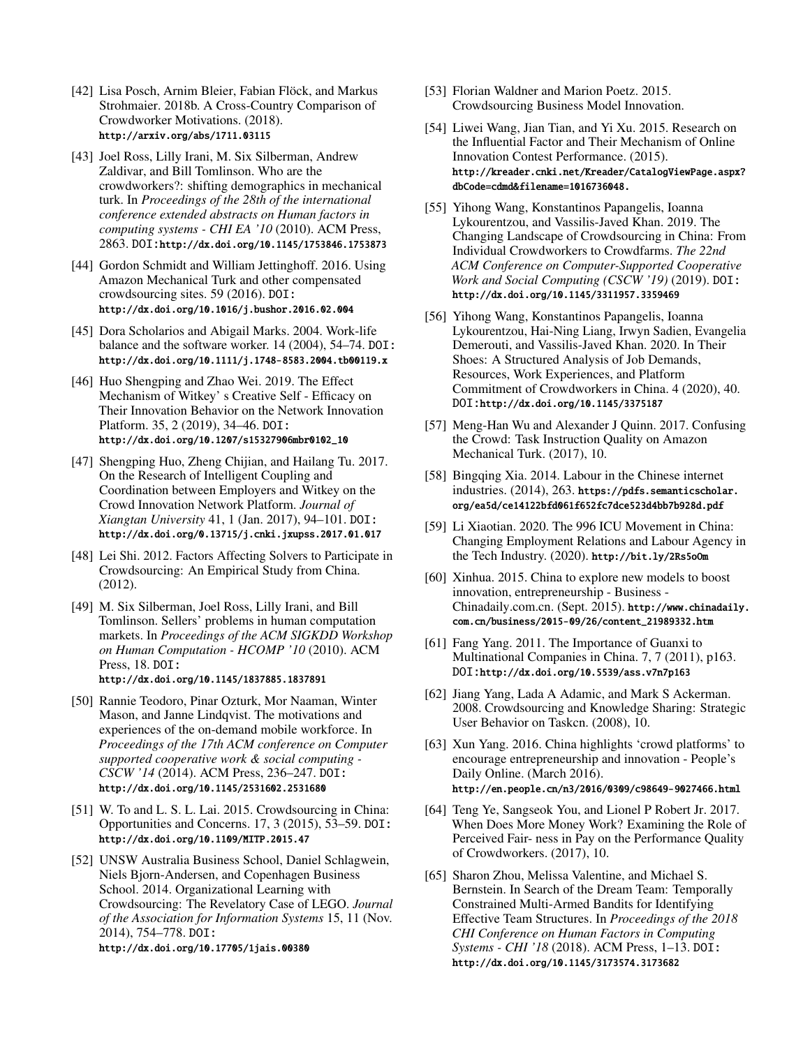[42] Lisa Posch, Arnim Bleier, Fabian Flöck, and Markus Strohmaier. 2018b. A Cross-Country Comparison of Crowdworker Motivations. (2018). http://arxiv.org/abs/1711.03115

[43] Joel Ross, Lilly Irani, M. Six Silberman, Andrew Zaldivar, and Bill Tomlinson. Who are the crowdworkers?: shifting demographics in mechanical turk. In *Proceedings of the 28th of the international conference extended abstracts on Human factors in computing systems - CHI EA '10* (2010). ACM Press, 2863. DOI:http://dx.doi.org/10.1145/1753846.1753873

[44] Gordon Schmidt and William Jettinghoff. 2016. Using Amazon Mechanical Turk and other compensated crowdsourcing sites. 59 (2016). DOI: http://dx.doi.org/10.1016/j.bushor.2016.02.004

[45] Dora Scholarios and Abigail Marks. 2004. Work-life balance and the software worker. 14 (2004), 54–74. DOI: http://dx.doi.org/10.1111/j.1748-8583.2004.tb00119.x

[46] Huo Shengping and Zhao Wei. 2019. The Effect Mechanism of Witkey' s Creative Self - Efficacy on Their Innovation Behavior on the Network Innovation Platform. 35, 2 (2019), 34–46. DOI: http://dx.doi.org/10.1207/s15327906mbr0102_10

[47] Shengping Huo, Zheng Chijian, and Hailang Tu. 2017. On the Research of Intelligent Coupling and Coordination between Employers and Witkey on the Crowd Innovation Network Platform. *Journal of Xiangtan University* 41, 1 (Jan. 2017), 94–101. DOI: http://dx.doi.org/0.13715/j.cnki.jxupss.2017.01.017

[48] Lei Shi. 2012. Factors Affecting Solvers to Participate in Crowdsourcing: An Empirical Study from China. (2012).

[49] M. Six Silberman, Joel Ross, Lilly Irani, and Bill Tomlinson. Sellers' problems in human computation markets. In *Proceedings of the ACM SIGKDD Workshop on Human Computation - HCOMP '10* (2010). ACM Press, 18. DOI: http://dx.doi.org/10.1145/1837885.1837891

[50] Rannie Teodoro, Pinar Ozturk, Mor Naaman, Winter Mason, and Janne Lindqvist. The motivations and experiences of the on-demand mobile workforce. In *Proceedings of the 17th ACM conference on Computer supported cooperative work & social computing - CSCW '14* (2014). ACM Press, 236–247. DOI: http://dx.doi.org/10.1145/2531602.2531680

[51] W. To and L. S. L. Lai. 2015. Crowdsourcing in China: Opportunities and Concerns. 17, 3 (2015), 53–59. DOI: http://dx.doi.org/10.1109/MITP.2015.47

[52] UNSW Australia Business School, Daniel Schlagwein, Niels Bjorn-Andersen, and Copenhagen Business School. 2014. Organizational Learning with Crowdsourcing: The Revelatory Case of LEGO. *Journal of the Association for Information Systems* 15, 11 (Nov. 2014), 754–778. DOI: http://dx.doi.org/10.17705/1jais.00380

[53] Florian Waldner and Marion Poetz. 2015. Crowdsourcing Business Model Innovation.

[54] Liwei Wang, Jian Tian, and Yi Xu. 2015. Research on the Influential Factor and Their Mechanism of Online Innovation Contest Performance. (2015). http://kreader.cnki.net/Kreader/CatalogViewPage.aspx?dbCode=cdmd&filename=1016736048.

[55] Yihong Wang, Konstantinos Papangelis, Ioanna Lykourentzou, and Vassilis-Javed Khan. 2019. The Changing Landscape of Crowdsourcing in China: From Individual Crowdworkers to Crowdfarms. *The 22nd ACM Conference on Computer-Supported Cooperative Work and Social Computing (CSCW '19)* (2019). DOI: http://dx.doi.org/10.1145/3311957.3359469

[56] Yihong Wang, Konstantinos Papangelis, Ioanna Lykourentzou, Hai-Ning Liang, Irwyn Sadien, Evangelia Demerouti, and Vassilis-Javed Khan. 2020. In Their Shoes: A Structured Analysis of Job Demands, Resources, Work Experiences, and Platform Commitment of Crowdworkers in China. 4 (2020), 40. DOI:http://dx.doi.org/10.1145/3375187

[57] Meng-Han Wu and Alexander J Quinn. 2017. Confusing the Crowd: Task Instruction Quality on Amazon Mechanical Turk. (2017), 10.

[58] Bingqing Xia. 2014. Labour in the Chinese internet industries. (2014), 263. https://pdfs.semanticscholar.org/ea5d/ce14122bfd061f652fc7dce523d4bb7b928d.pdf

[59] Li Xiaotian. 2020. The 996 ICU Movement in China: Changing Employment Relations and Labour Agency in the Tech Industry. (2020). http://bit.ly/2Rs5oOm

[60] Xinhua. 2015. China to explore new models to boost innovation, entrepreneurship - Business - Chinadaily.com.cn. (Sept. 2015). http://www.chinadaily.com.cn/business/2015-09/26/content_21989332.htm

[61] Fang Yang. 2011. The Importance of Guanxi to Multinational Companies in China. 7, 7 (2011), p163. DOI:http://dx.doi.org/10.5539/ass.v7n7p163

[62] Jiang Yang, Lada A Adamic, and Mark S Ackerman. 2008. Crowdsourcing and Knowledge Sharing: Strategic User Behavior on Taskcn. (2008), 10.

[63] Xun Yang. 2016. China highlights 'crowd platforms' to encourage entrepreneurship and innovation - People's Daily Online. (March 2016). http://en.people.cn/n3/2016/0309/c98649-9027466.html

[64] Teng Ye, Sangseok You, and Lionel P Robert Jr. 2017. When Does More Money Work? Examining the Role of Perceived Fair- ness in Pay on the Performance Quality of Crowdworkers. (2017), 10.

[65] Sharon Zhou, Melissa Valentine, and Michael S. Bernstein. In Search of the Dream Team: Temporally Constrained Multi-Armed Bandits for Identifying Effective Team Structures. In *Proceedings of the 2018 CHI Conference on Human Factors in Computing Systems - CHI '18* (2018). ACM Press, 1–13. DOI: http://dx.doi.org/10.1145/3173574.3173682